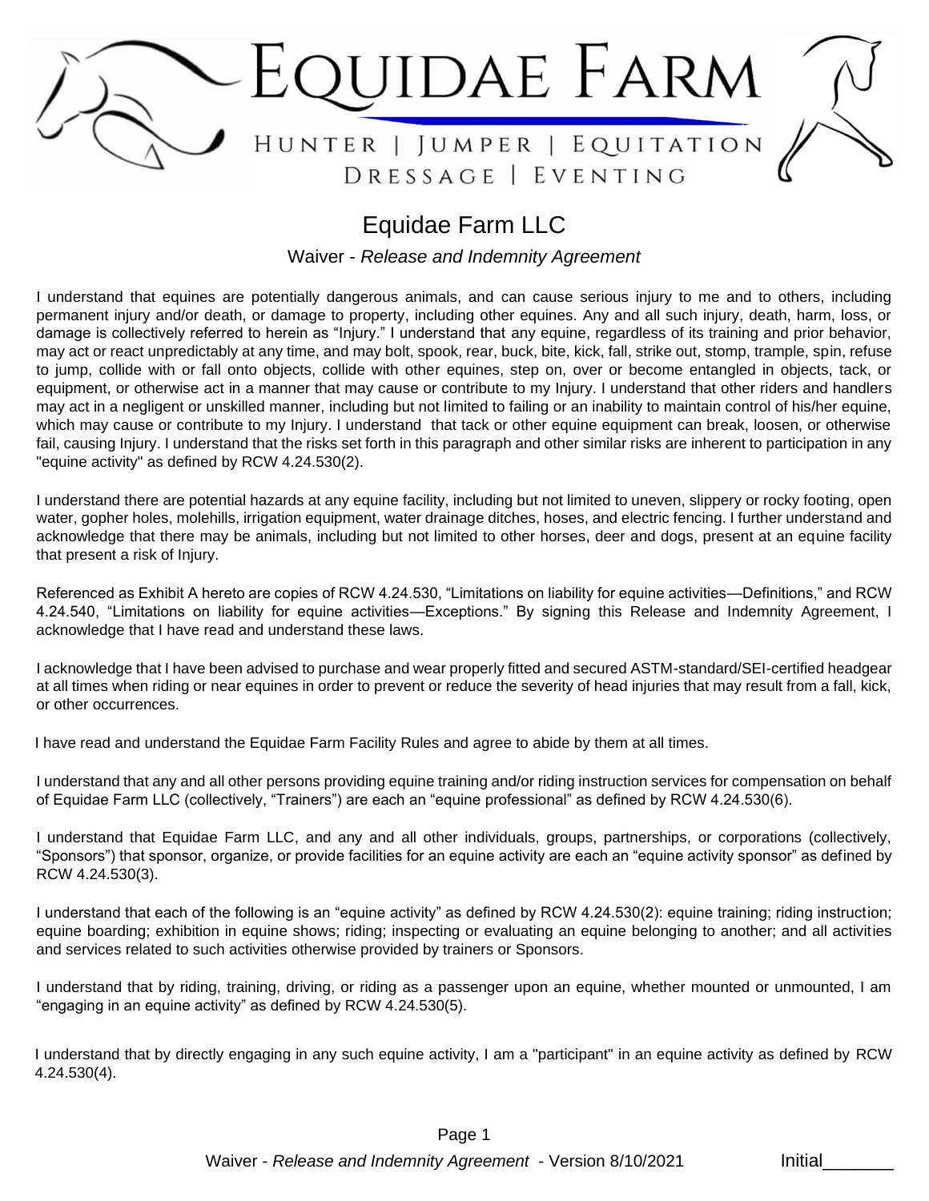# Equidae Farm

HUNTER | JUMPER | EQUITATION
DRESSAGE | EVENTING

## Equidae Farm LLC

### Waiver - *Release and Indemnity Agreement*

I understand that equines are potentially dangerous animals, and can cause serious injury to me and to others, including permanent injury and/or death, or damage to property, including other equines. Any and all such injury, death, harm, loss, or damage is collectively referred to herein as "Injury." I understand that any equine, regardless of its training and prior behavior, may act or react unpredictably at any time, and may bolt, spook, rear, buck, bite, kick, fall, strike out, stomp, trample, spin, refuse to jump, collide with or fall onto objects, collide with other equines, step on, over or become entangled in objects, tack, or equipment, or otherwise act in a manner that may cause or contribute to my Injury. I understand that other riders and handlers may act in a negligent or unskilled manner, including but not limited to failing or an inability to maintain control of his/her equine, which may cause or contribute to my Injury. I understand that tack or other equine equipment can break, loosen, or otherwise fail, causing Injury. I understand that the risks set forth in this paragraph and other similar risks are inherent to participation in any "equine activity" as defined by RCW 4.24.530(2).

I understand there are potential hazards at any equine facility, including but not limited to uneven, slippery or rocky footing, open water, gopher holes, molehills, irrigation equipment, water drainage ditches, hoses, and electric fencing. I further understand and acknowledge that there may be animals, including but not limited to other horses, deer and dogs, present at an equine facility that present a risk of Injury.

Referenced as Exhibit A hereto are copies of RCW 4.24.530, "Limitations on liability for equine activities—Definitions," and RCW 4.24.540, "Limitations on liability for equine activities—Exceptions." By signing this Release and Indemnity Agreement, I acknowledge that I have read and understand these laws.

I acknowledge that I have been advised to purchase and wear properly fitted and secured ASTM-standard/SEI-certified headgear at all times when riding or near equines in order to prevent or reduce the severity of head injuries that may result from a fall, kick, or other occurrences.

I have read and understand the Equidae Farm Facility Rules and agree to abide by them at all times.

I understand that any and all other persons providing equine training and/or riding instruction services for compensation on behalf of Equidae Farm LLC (collectively, "Trainers") are each an "equine professional" as defined by RCW 4.24.530(6).

I understand that Equidae Farm LLC, and any and all other individuals, groups, partnerships, or corporations (collectively, "Sponsors") that sponsor, organize, or provide facilities for an equine activity are each an "equine activity sponsor" as defined by RCW 4.24.530(3).

I understand that each of the following is an "equine activity" as defined by RCW 4.24.530(2): equine training; riding instruction; equine boarding; exhibition in equine shows; riding; inspecting or evaluating an equine belonging to another; and all activities and services related to such activities otherwise provided by trainers or Sponsors.

I understand that by riding, training, driving, or riding as a passenger upon an equine, whether mounted or unmounted, I am "engaging in an equine activity" as defined by RCW 4.24.530(5).

I understand that by directly engaging in any such equine activity, I am a "participant" in an equine activity as defined by RCW 4.24.530(4).

Initial_______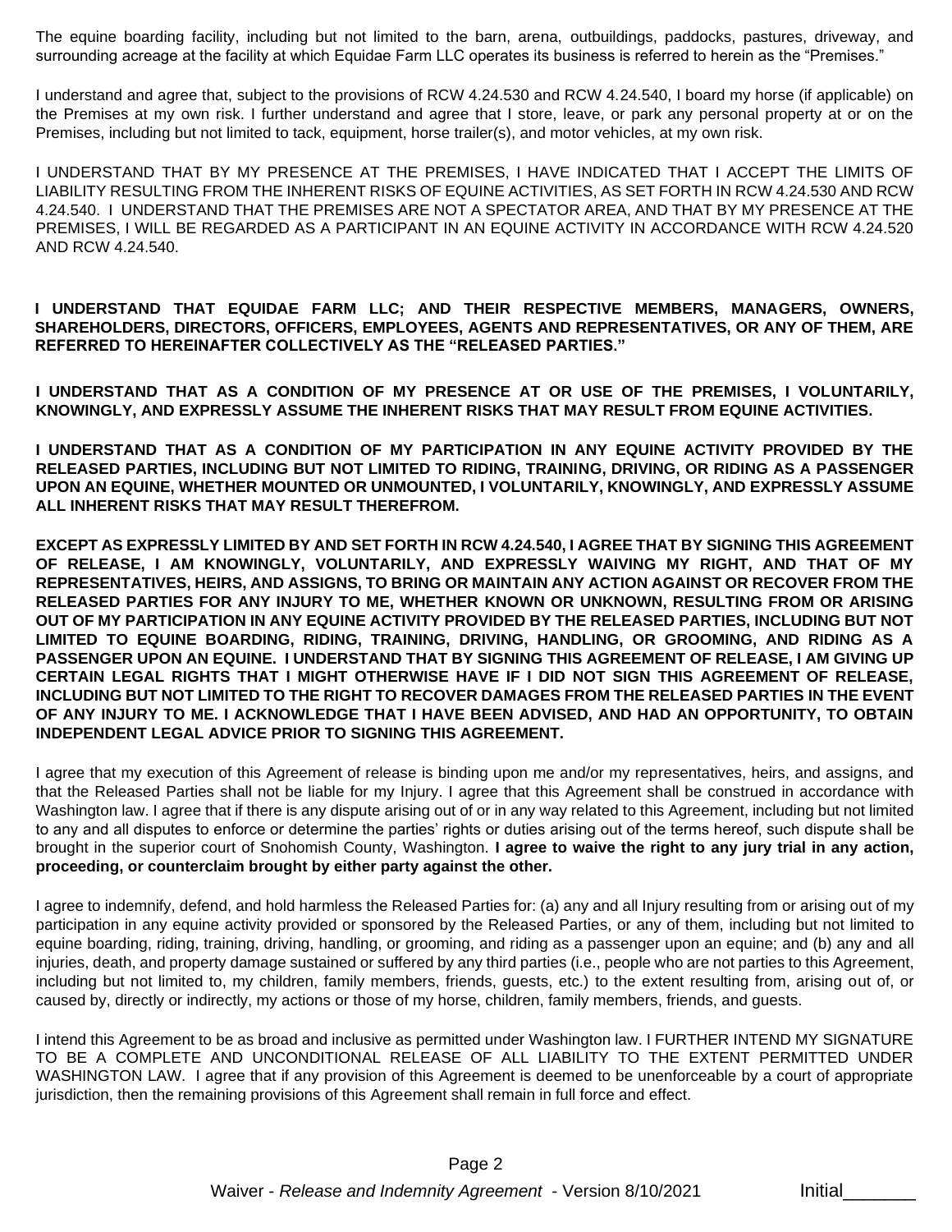The equine boarding facility, including but not limited to the barn, arena, outbuildings, paddocks, pastures, driveway, and surrounding acreage at the facility at which Equidae Farm LLC operates its business is referred to herein as the "Premises."

I understand and agree that, subject to the provisions of RCW 4.24.530 and RCW 4.24.540, I board my horse (if applicable) on the Premises at my own risk. I further understand and agree that I store, leave, or park any personal property at or on the Premises, including but not limited to tack, equipment, horse trailer(s), and motor vehicles, at my own risk.

I UNDERSTAND THAT BY MY PRESENCE AT THE PREMISES, I HAVE INDICATED THAT I ACCEPT THE LIMITS OF LIABILITY RESULTING FROM THE INHERENT RISKS OF EQUINE ACTIVITIES, AS SET FORTH IN RCW 4.24.530 AND RCW 4.24.540. I UNDERSTAND THAT THE PREMISES ARE NOT A SPECTATOR AREA, AND THAT BY MY PRESENCE AT THE PREMISES, I WILL BE REGARDED AS A PARTICIPANT IN AN EQUINE ACTIVITY IN ACCORDANCE WITH RCW 4.24.520 AND RCW 4.24.540.

**I UNDERSTAND THAT EQUIDAE FARM LLC; AND THEIR RESPECTIVE MEMBERS, MANAGERS, OWNERS, SHAREHOLDERS, DIRECTORS, OFFICERS, EMPLOYEES, AGENTS AND REPRESENTATIVES, OR ANY OF THEM, ARE REFERRED TO HEREINAFTER COLLECTIVELY AS THE "RELEASED PARTIES."**

**I UNDERSTAND THAT AS A CONDITION OF MY PRESENCE AT OR USE OF THE PREMISES, I VOLUNTARILY, KNOWINGLY, AND EXPRESSLY ASSUME THE INHERENT RISKS THAT MAY RESULT FROM EQUINE ACTIVITIES.**

**I UNDERSTAND THAT AS A CONDITION OF MY PARTICIPATION IN ANY EQUINE ACTIVITY PROVIDED BY THE RELEASED PARTIES, INCLUDING BUT NOT LIMITED TO RIDING, TRAINING, DRIVING, OR RIDING AS A PASSENGER UPON AN EQUINE, WHETHER MOUNTED OR UNMOUNTED, I VOLUNTARILY, KNOWINGLY, AND EXPRESSLY ASSUME ALL INHERENT RISKS THAT MAY RESULT THEREFROM.**

**EXCEPT AS EXPRESSLY LIMITED BY AND SET FORTH IN RCW 4.24.540, I AGREE THAT BY SIGNING THIS AGREEMENT OF RELEASE, I AM KNOWINGLY, VOLUNTARILY, AND EXPRESSLY WAIVING MY RIGHT, AND THAT OF MY REPRESENTATIVES, HEIRS, AND ASSIGNS, TO BRING OR MAINTAIN ANY ACTION AGAINST OR RECOVER FROM THE RELEASED PARTIES FOR ANY INJURY TO ME, WHETHER KNOWN OR UNKNOWN, RESULTING FROM OR ARISING OUT OF MY PARTICIPATION IN ANY EQUINE ACTIVITY PROVIDED BY THE RELEASED PARTIES, INCLUDING BUT NOT LIMITED TO EQUINE BOARDING, RIDING, TRAINING, DRIVING, HANDLING, OR GROOMING, AND RIDING AS A PASSENGER UPON AN EQUINE. I UNDERSTAND THAT BY SIGNING THIS AGREEMENT OF RELEASE, I AM GIVING UP CERTAIN LEGAL RIGHTS THAT I MIGHT OTHERWISE HAVE IF I DID NOT SIGN THIS AGREEMENT OF RELEASE, INCLUDING BUT NOT LIMITED TO THE RIGHT TO RECOVER DAMAGES FROM THE RELEASED PARTIES IN THE EVENT OF ANY INJURY TO ME. I ACKNOWLEDGE THAT I HAVE BEEN ADVISED, AND HAD AN OPPORTUNITY, TO OBTAIN INDEPENDENT LEGAL ADVICE PRIOR TO SIGNING THIS AGREEMENT.**

I agree that my execution of this Agreement of release is binding upon me and/or my representatives, heirs, and assigns, and that the Released Parties shall not be liable for my Injury. I agree that this Agreement shall be construed in accordance with Washington law. I agree that if there is any dispute arising out of or in any way related to this Agreement, including but not limited to any and all disputes to enforce or determine the parties' rights or duties arising out of the terms hereof, such dispute shall be brought in the superior court of Snohomish County, Washington. **I agree to waive the right to any jury trial in any action, proceeding, or counterclaim brought by either party against the other.**

I agree to indemnify, defend, and hold harmless the Released Parties for: (a) any and all Injury resulting from or arising out of my participation in any equine activity provided or sponsored by the Released Parties, or any of them, including but not limited to equine boarding, riding, training, driving, handling, or grooming, and riding as a passenger upon an equine; and (b) any and all injuries, death, and property damage sustained or suffered by any third parties (i.e., people who are not parties to this Agreement, including but not limited to, my children, family members, friends, guests, etc.) to the extent resulting from, arising out of, or caused by, directly or indirectly, my actions or those of my horse, children, family members, friends, and guests.

I intend this Agreement to be as broad and inclusive as permitted under Washington law. I FURTHER INTEND MY SIGNATURE TO BE A COMPLETE AND UNCONDITIONAL RELEASE OF ALL LIABILITY TO THE EXTENT PERMITTED UNDER WASHINGTON LAW. I agree that if any provision of this Agreement is deemed to be unenforceable by a court of appropriate jurisdiction, then the remaining provisions of this Agreement shall remain in full force and effect.

Initial_______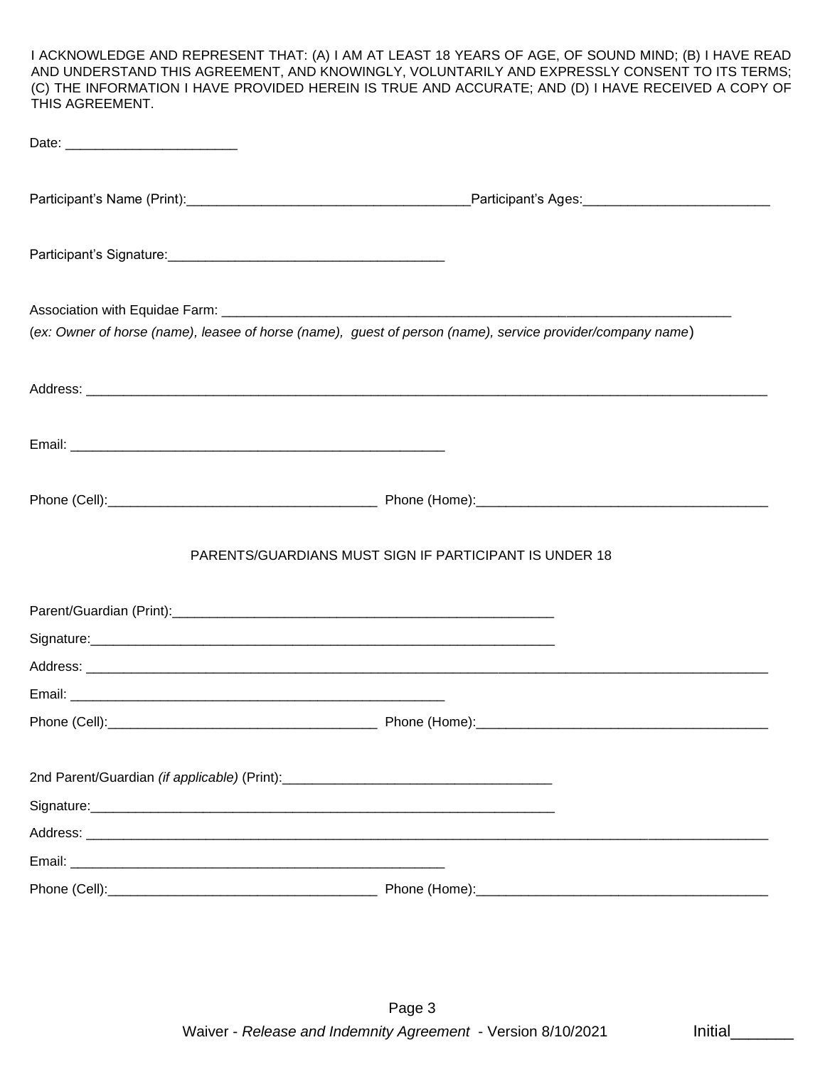I ACKNOWLEDGE AND REPRESENT THAT: (A) I AM AT LEAST 18 YEARS OF AGE, OF SOUND MIND; (B) I HAVE READ AND UNDERSTAND THIS AGREEMENT, AND KNOWINGLY, VOLUNTARILY AND EXPRESSLY CONSENT TO ITS TERMS; (C) THE INFORMATION I HAVE PROVIDED HEREIN IS TRUE AND ACCURATE; AND (D) I HAVE RECEIVED A COPY OF THIS AGREEMENT.

Date: ______________________

Participant's Name (Print):____________________________________Participant's Ages:________________________

Participant's Signature:___________________________________

Association with Equidae Farm: ________________________________________________________________

(*ex: Owner of horse (name), leasee of horse (name), guest of person (name), service provider/company name*)

Address: ______________________________________________________________________________________

Email: _______________________________________________

Phone (Cell):__________________________________ Phone (Home):____________________________________

PARENTS/GUARDIANS MUST SIGN IF PARTICIPANT IS UNDER 18

Parent/Guardian (Print):_________________________________________________

Signature:______________________________________________________________

Address: ______________________________________________________________________________________

Email: _______________________________________________

Phone (Cell):__________________________________ Phone (Home):____________________________________

2nd Parent/Guardian *(if applicable)* (Print):__________________________________

Signature:______________________________________________________________

Address: ______________________________________________________________________________________

Email: _______________________________________________

Phone (Cell):__________________________________ Phone (Home):____________________________________

Waiver - *Release and Indemnity Agreement* - Version 8/10/2021 Initial_______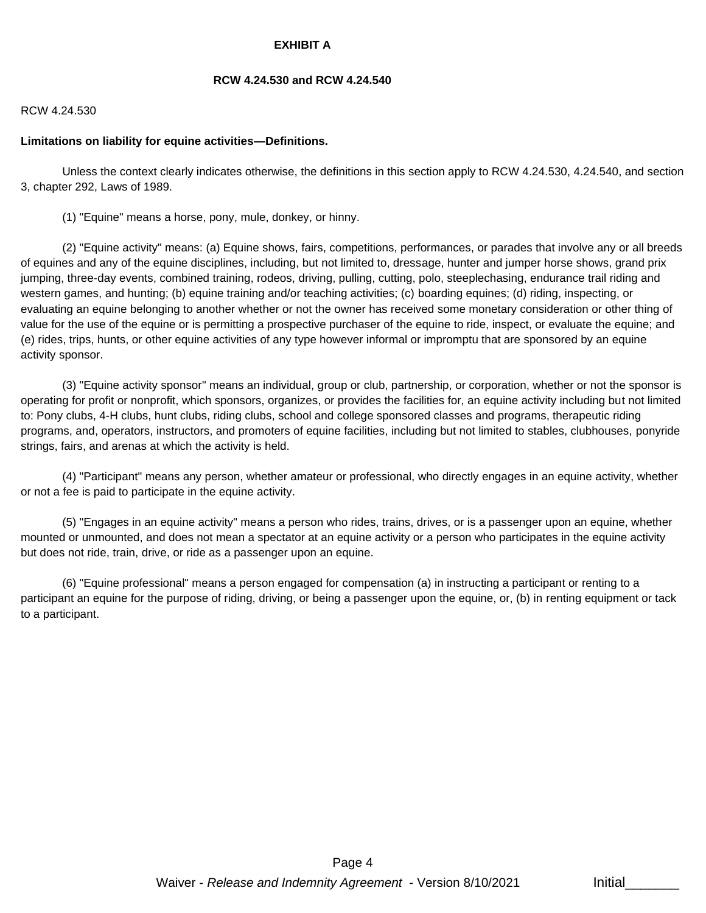**EXHIBIT A**

**RCW 4.24.530 and RCW 4.24.540**

RCW 4.24.530

**Limitations on liability for equine activities—Definitions.**

Unless the context clearly indicates otherwise, the definitions in this section apply to RCW 4.24.530, 4.24.540, and section 3, chapter 292, Laws of 1989.

(1) "Equine" means a horse, pony, mule, donkey, or hinny.

(2) "Equine activity" means: (a) Equine shows, fairs, competitions, performances, or parades that involve any or all breeds of equines and any of the equine disciplines, including, but not limited to, dressage, hunter and jumper horse shows, grand prix jumping, three-day events, combined training, rodeos, driving, pulling, cutting, polo, steeplechasing, endurance trail riding and western games, and hunting; (b) equine training and/or teaching activities; (c) boarding equines; (d) riding, inspecting, or evaluating an equine belonging to another whether or not the owner has received some monetary consideration or other thing of value for the use of the equine or is permitting a prospective purchaser of the equine to ride, inspect, or evaluate the equine; and (e) rides, trips, hunts, or other equine activities of any type however informal or impromptu that are sponsored by an equine activity sponsor.

(3) "Equine activity sponsor" means an individual, group or club, partnership, or corporation, whether or not the sponsor is operating for profit or nonprofit, which sponsors, organizes, or provides the facilities for, an equine activity including but not limited to: Pony clubs, 4-H clubs, hunt clubs, riding clubs, school and college sponsored classes and programs, therapeutic riding programs, and, operators, instructors, and promoters of equine facilities, including but not limited to stables, clubhouses, ponyride strings, fairs, and arenas at which the activity is held.

(4) "Participant" means any person, whether amateur or professional, who directly engages in an equine activity, whether or not a fee is paid to participate in the equine activity.

(5) "Engages in an equine activity" means a person who rides, trains, drives, or is a passenger upon an equine, whether mounted or unmounted, and does not mean a spectator at an equine activity or a person who participates in the equine activity but does not ride, train, drive, or ride as a passenger upon an equine.

(6) "Equine professional" means a person engaged for compensation (a) in instructing a participant or renting to a participant an equine for the purpose of riding, driving, or being a passenger upon the equine, or, (b) in renting equipment or tack to a participant.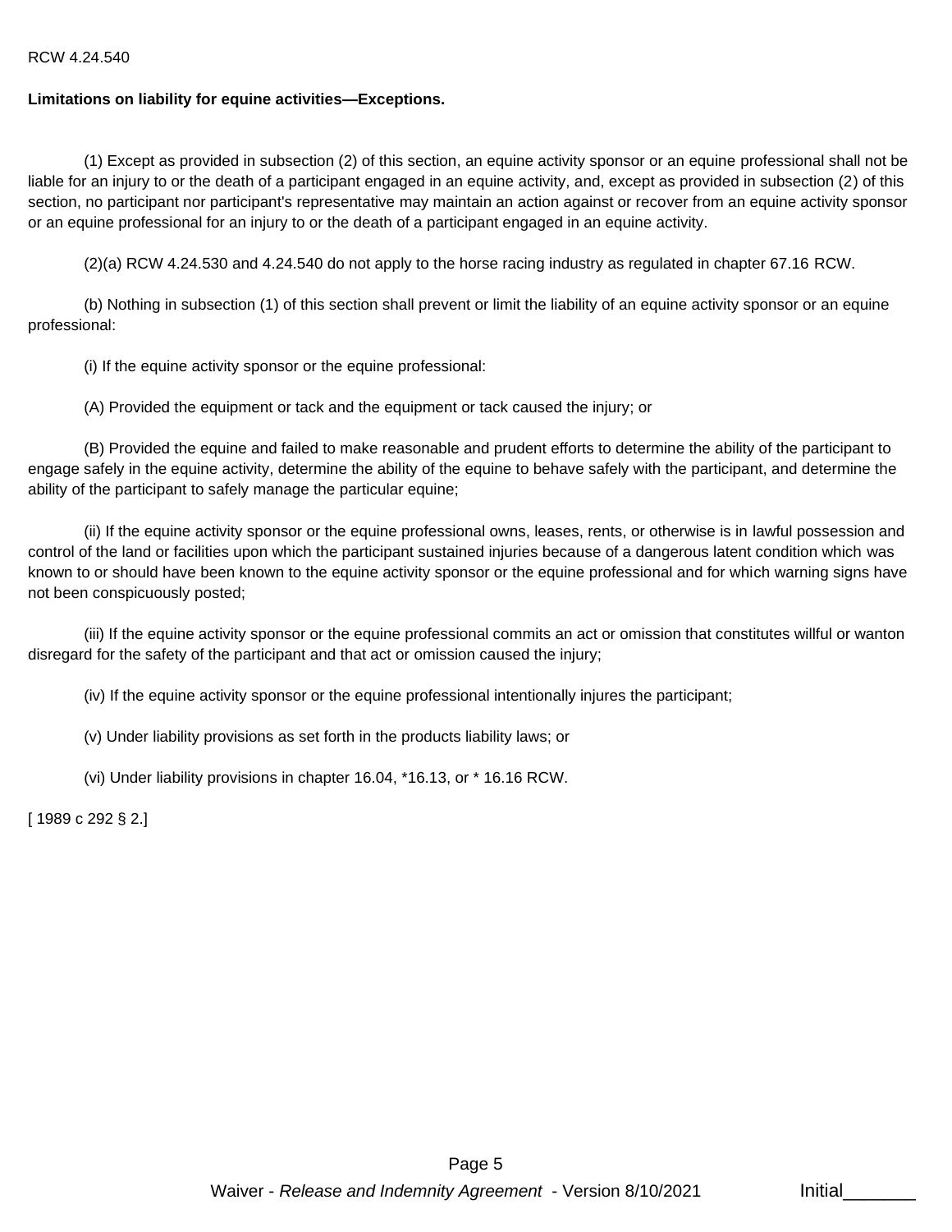RCW 4.24.540

**Limitations on liability for equine activities—Exceptions.**

(1) Except as provided in subsection (2) of this section, an equine activity sponsor or an equine professional shall not be liable for an injury to or the death of a participant engaged in an equine activity, and, except as provided in subsection (2) of this section, no participant nor participant's representative may maintain an action against or recover from an equine activity sponsor or an equine professional for an injury to or the death of a participant engaged in an equine activity.

(2)(a) RCW 4.24.530 and 4.24.540 do not apply to the horse racing industry as regulated in chapter 67.16 RCW.

(b) Nothing in subsection (1) of this section shall prevent or limit the liability of an equine activity sponsor or an equine professional:

(i) If the equine activity sponsor or the equine professional:

(A) Provided the equipment or tack and the equipment or tack caused the injury; or

(B) Provided the equine and failed to make reasonable and prudent efforts to determine the ability of the participant to engage safely in the equine activity, determine the ability of the equine to behave safely with the participant, and determine the ability of the participant to safely manage the particular equine;

(ii) If the equine activity sponsor or the equine professional owns, leases, rents, or otherwise is in lawful possession and control of the land or facilities upon which the participant sustained injuries because of a dangerous latent condition which was known to or should have been known to the equine activity sponsor or the equine professional and for which warning signs have not been conspicuously posted;

(iii) If the equine activity sponsor or the equine professional commits an act or omission that constitutes willful or wanton disregard for the safety of the participant and that act or omission caused the injury;

(iv) If the equine activity sponsor or the equine professional intentionally injures the participant;

(v) Under liability provisions as set forth in the products liability laws; or

(vi) Under liability provisions in chapter 16.04, *16.13, or * 16.16 RCW.

[ 1989 c 292 § 2.]

Waiver - *Release and Indemnity Agreement* - Version 8/10/2021 Initial_______